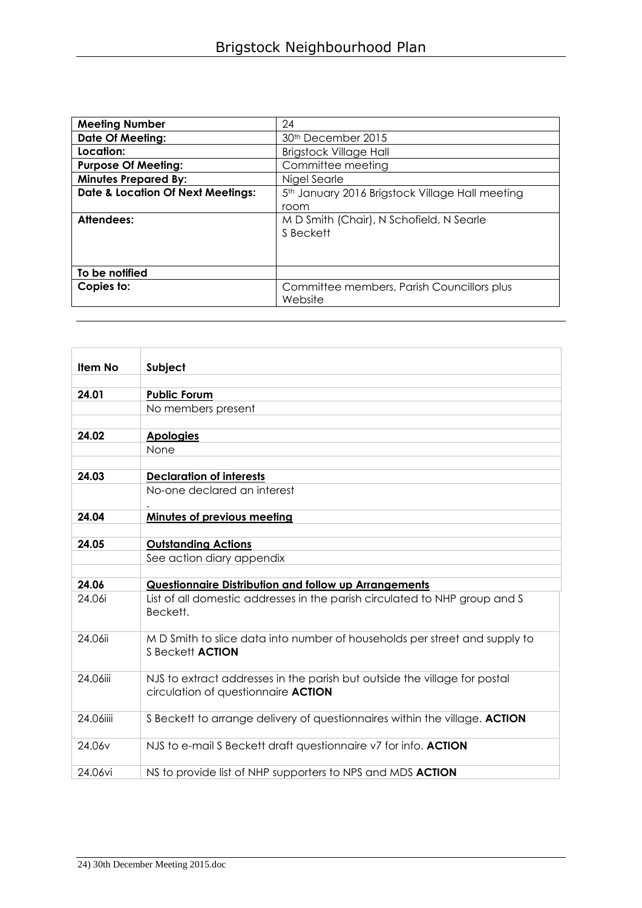# Brigstock Neighbourhood Plan

| | |
|---|---|
| **Meeting Number** | 24 |
| **Date Of Meeting:** | 30th December 2015 |
| **Location:** | Brigstock Village Hall |
| **Purpose Of Meeting:** | Committee meeting |
| **Minutes Prepared By:** | Nigel Searle |
| **Date & Location Of Next Meetings:** | 5th January 2016 Brigstock Village Hall meeting room |
| **Attendees:** | M D Smith (Chair), N Schofield, N Searle<br>S Beckett |
| **To be notified** | |
| **Copies to:** | Committee members, Parish Councillors plus Website |

| Item No | Subject |
|---|---|
| | |
| **24.01** | **<u>Public Forum</u>** |
| | No members present |
| | |
| **24.02** | **<u>Apologies</u>** |
| | None |
| | |
| **24.03** | **<u>Declaration of interests</u>** |
| | No-one declared an interest<br>. |
| **24.04** | **<u>Minutes of previous meeting</u>** |
| | |
| **24.05** | **<u>Outstanding Actions</u>** |
| | See action diary appendix |
| | |
| **24.06** | **<u>Questionnaire Distribution and follow up Arrangements</u>** |
| 24.06i | List of all domestic addresses in the parish circulated to NHP group and S Beckett. |
| 24.06ii | M D Smith to slice data into number of households per street and supply to S Beckett **ACTION** |
| 24.06iii | NJS to extract addresses in the parish but outside the village for postal circulation of questionnaire **ACTION** |
| 24.06iiii | S Beckett to arrange delivery of questionnaires within the village. **ACTION** |
| 24.06v | NJS to e-mail S Beckett draft questionnaire v7 for info. **ACTION** |
| 24.06vi | NS to provide list of NHP supporters to NPS and MDS **ACTION** |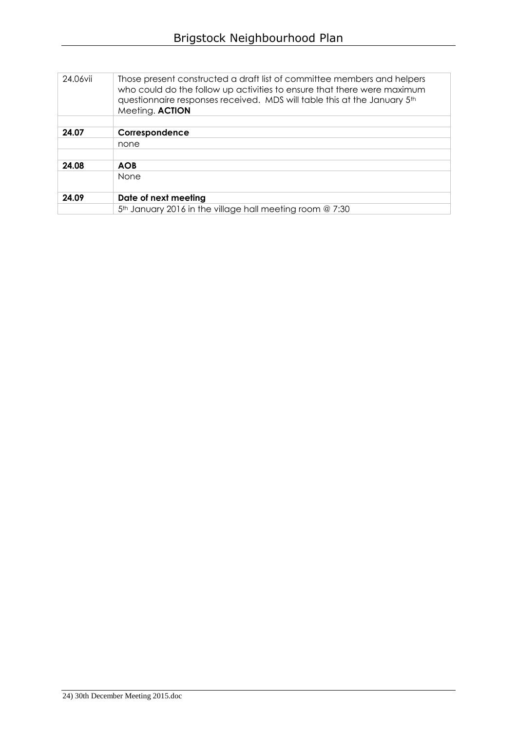| | |
|---|---|
| 24.06vii | Those present constructed a draft list of committee members and helpers who could do the follow up activities to ensure that there were maximum questionnaire responses received. MDS will table this at the January 5th Meeting. **ACTION** |
| | |
| **24.07** | **Correspondence** |
| | none |
| | |
| **24.08** | **AOB** |
| | None |
| **24.09** | **Date of next meeting** |
| | 5th January 2016 in the village hall meeting room @ 7:30 |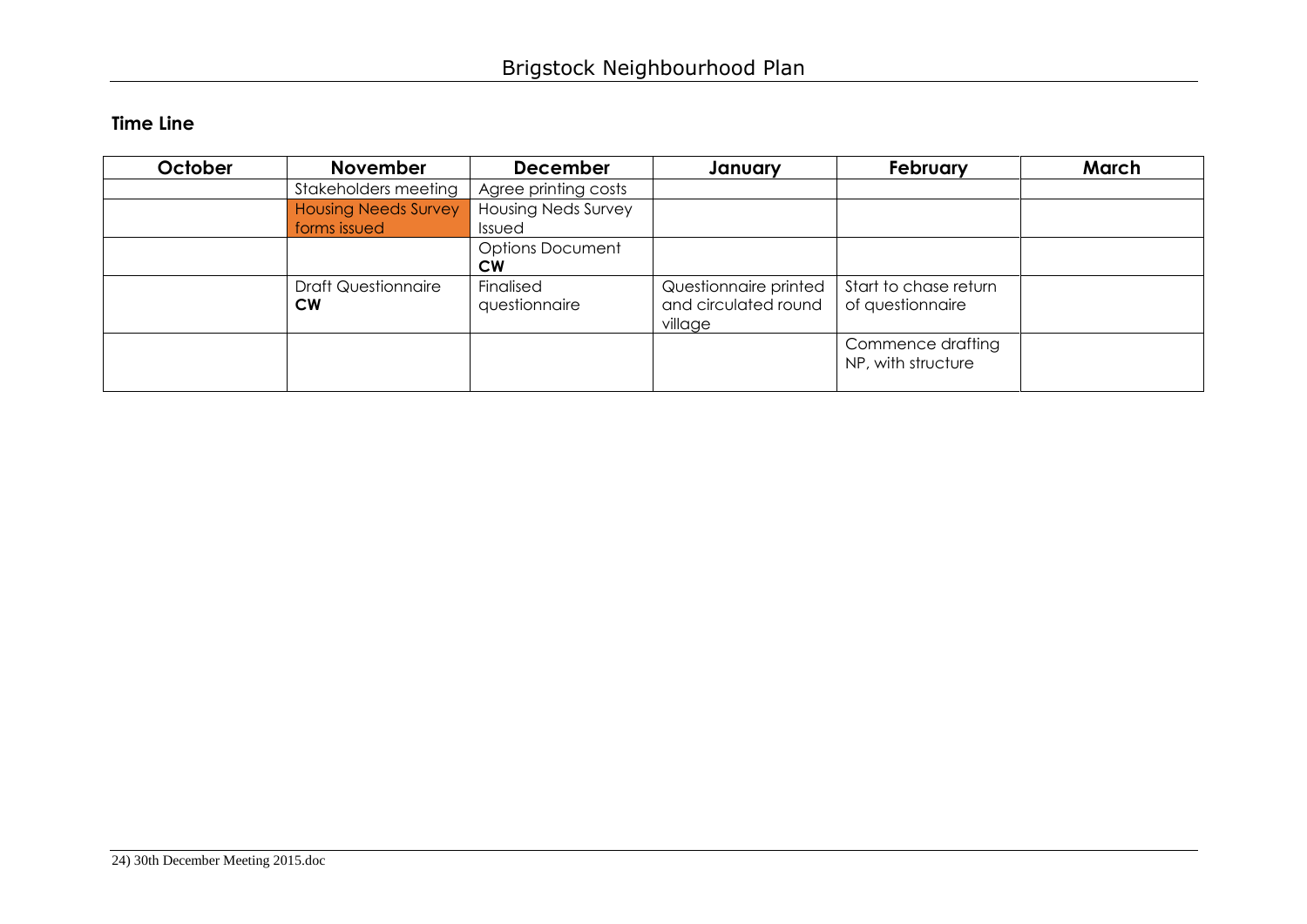## Time Line

| October | November | December | January | February | March |
|---|---|---|---|---|---|
| | Stakeholders meeting | Agree printing costs | | | |
| | Housing Needs Survey forms issued | Housing Neds Survey Issued | | | |
| | | Options Document **CW** | | | |
| | Draft Questionnaire **CW** | Finalised questionnaire | Questionnaire printed and circulated round village | Start to chase return of questionnaire | |
| | | | | Commence drafting NP, with structure | |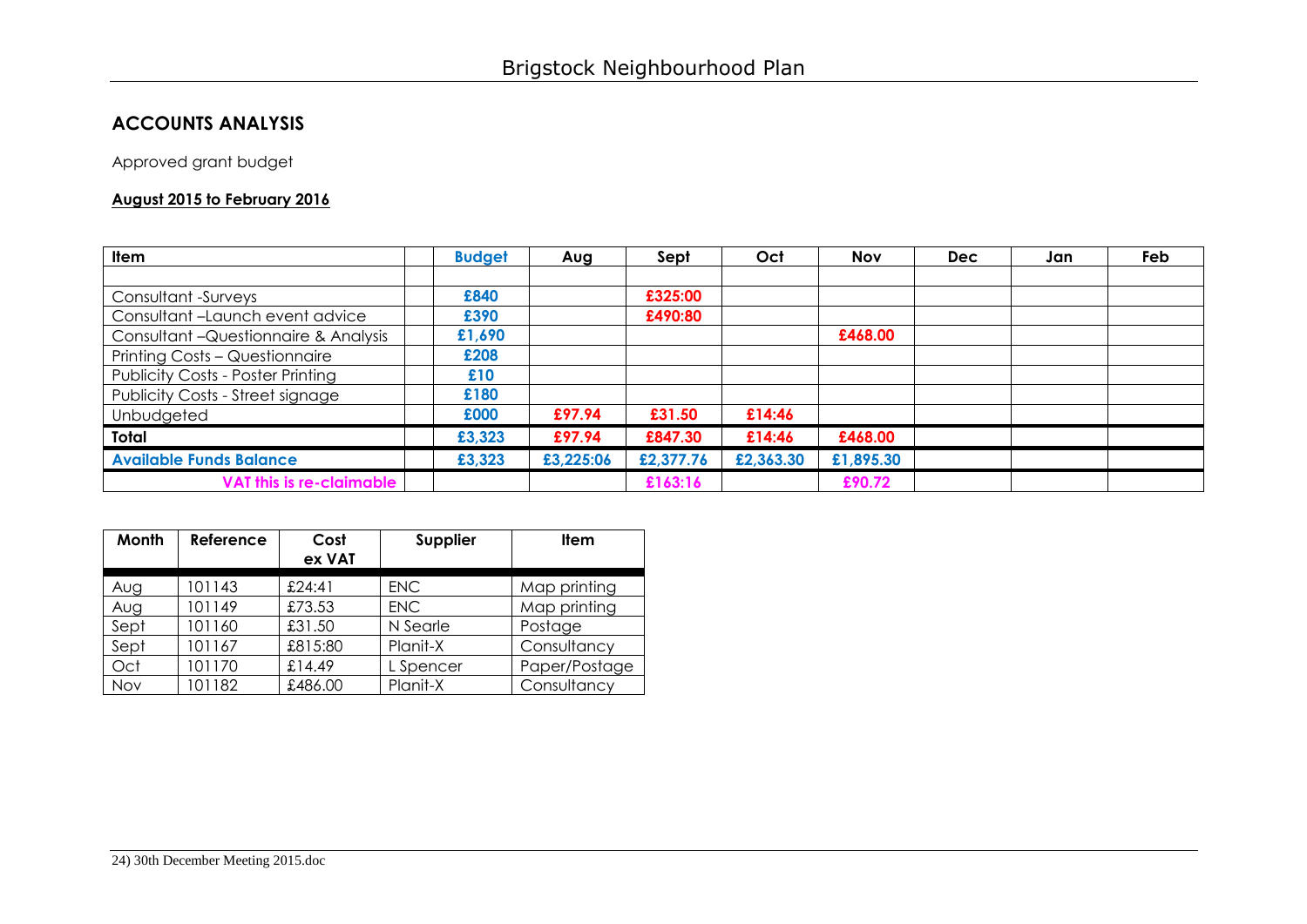## ACCOUNTS ANALYSIS

Approved grant budget

**August 2015 to February 2016**

| Item | | Budget | Aug | Sept | Oct | Nov | Dec | Jan | Feb |
|---|---|---|---|---|---|---|---|---|---|
| | | | | | | | | | |
| Consultant -Surveys | | £840 | | £325:00 | | | | | |
| Consultant –Launch event advice | | £390 | | £490:80 | | | | | |
| Consultant –Questionnaire & Analysis | | £1,690 | | | | £468.00 | | | |
| Printing Costs – Questionnaire | | £208 | | | | | | | |
| Publicity Costs - Poster Printing | | £10 | | | | | | | |
| Publicity Costs - Street signage | | £180 | | | | | | | |
| Unbudgeted | | £000 | £97.94 | £31.50 | £14:46 | | | | |
| **Total** | | £3,323 | £97.94 | £847.30 | £14:46 | £468.00 | | | |
| **Available Funds Balance** | | £3,323 | £3,225:06 | £2,377.76 | £2,363.30 | £1,895.30 | | | |
| **VAT this is re-claimable** | | | | £163:16 | | £90.72 | | | |

| Month | Reference | Cost ex VAT | Supplier | Item |
|---|---|---|---|---|
| Aug | 101143 | £24:41 | ENC | Map printing |
| Aug | 101149 | £73.53 | ENC | Map printing |
| Sept | 101160 | £31.50 | N Searle | Postage |
| Sept | 101167 | £815:80 | Planit-X | Consultancy |
| Oct | 101170 | £14.49 | L Spencer | Paper/Postage |
| Nov | 101182 | £486.00 | Planit-X | Consultancy |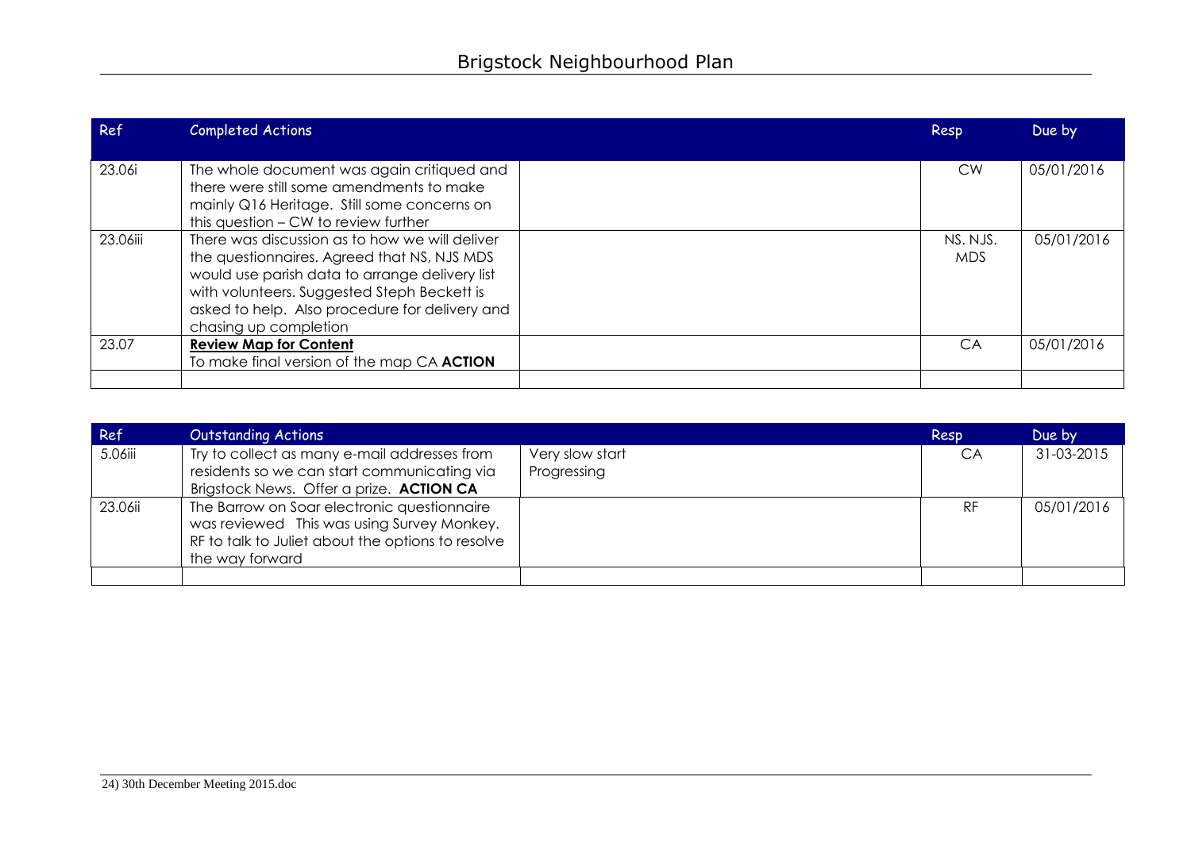| Ref | Completed Actions | | Resp | Due by |
|---|---|---|---|---|
| 23.06i | The whole document was again critiqued and there were still some amendments to make mainly Q16 Heritage. Still some concerns on this question – CW to review further | | CW | 05/01/2016 |
| 23.06iii | There was discussion as to how we will deliver the questionnaires. Agreed that NS, NJS MDS would use parish data to arrange delivery list with volunteers. Suggested Steph Beckett is asked to help. Also procedure for delivery and chasing up completion | | NS. NJS. MDS | 05/01/2016 |
| 23.07 | **Review Map for Content** To make final version of the map CA **ACTION** | | CA | 05/01/2016 |
| | | | | |

| Ref | Outstanding Actions | | Resp | Due by |
|---|---|---|---|---|
| 5.06iii | Try to collect as many e-mail addresses from residents so we can start communicating via Brigstock News. Offer a prize. **ACTION CA** | Very slow start Progressing | CA | 31-03-2015 |
| 23.06ii | The Barrow on Soar electronic questionnaire was reviewed This was using Survey Monkey. RF to talk to Juliet about the options to resolve the way forward | | RF | 05/01/2016 |
| | | | | |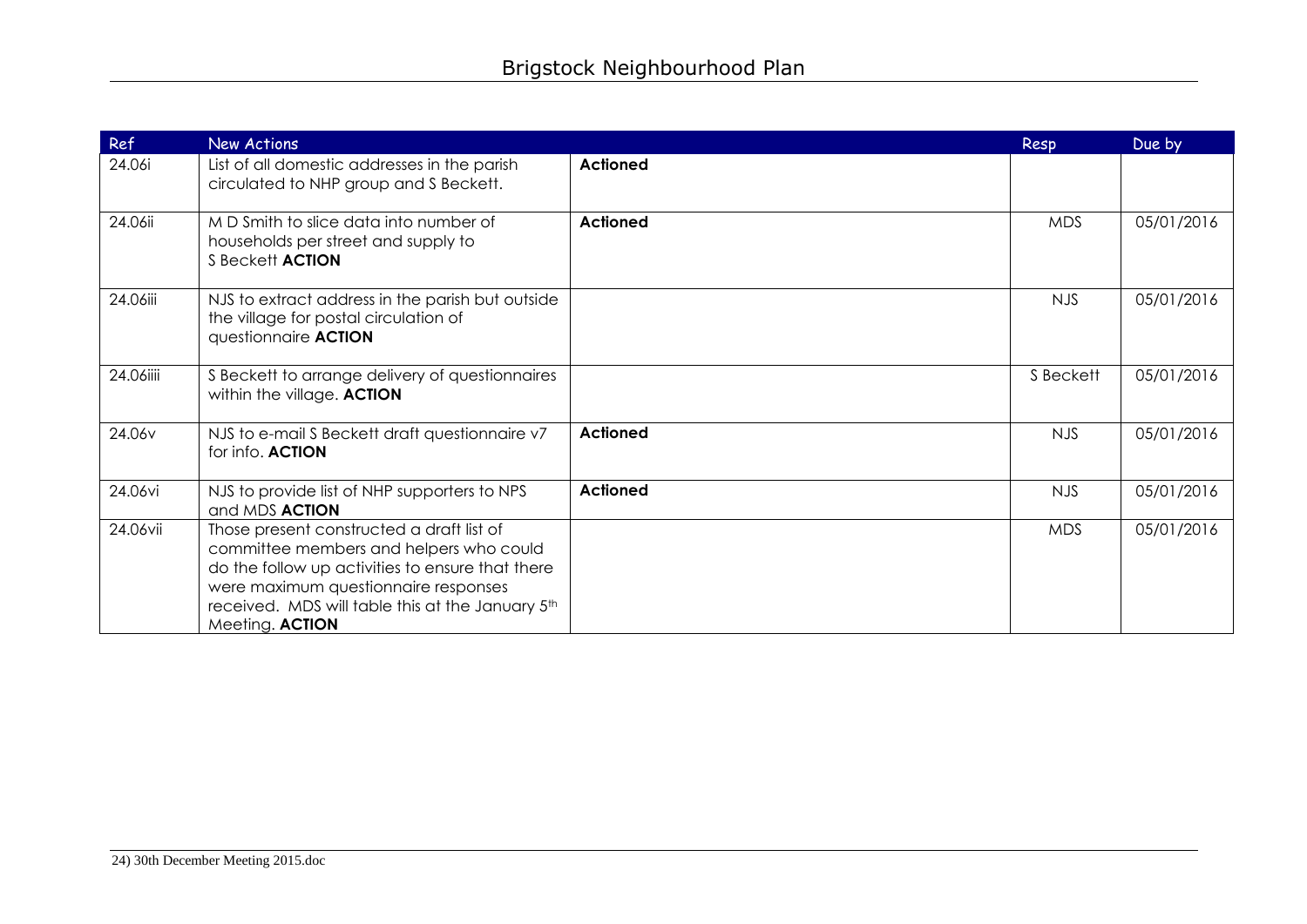| Ref | New Actions | | Resp | Due by |
|---|---|---|---|---|
| 24.06i | List of all domestic addresses in the parish circulated to NHP group and S Beckett. | **Actioned** | | |
| 24.06ii | M D Smith to slice data into number of households per street and supply to S Beckett **ACTION** | **Actioned** | MDS | 05/01/2016 |
| 24.06iii | NJS to extract address in the parish but outside the village for postal circulation of questionnaire **ACTION** | | NJS | 05/01/2016 |
| 24.06iiii | S Beckett to arrange delivery of questionnaires within the village. **ACTION** | | S Beckett | 05/01/2016 |
| 24.06v | NJS to e-mail S Beckett draft questionnaire v7 for info. **ACTION** | **Actioned** | NJS | 05/01/2016 |
| 24.06vi | NJS to provide list of NHP supporters to NPS and MDS **ACTION** | **Actioned** | NJS | 05/01/2016 |
| 24.06vii | Those present constructed a draft list of committee members and helpers who could do the follow up activities to ensure that there were maximum questionnaire responses received. MDS will table this at the January 5th Meeting. **ACTION** | | MDS | 05/01/2016 |